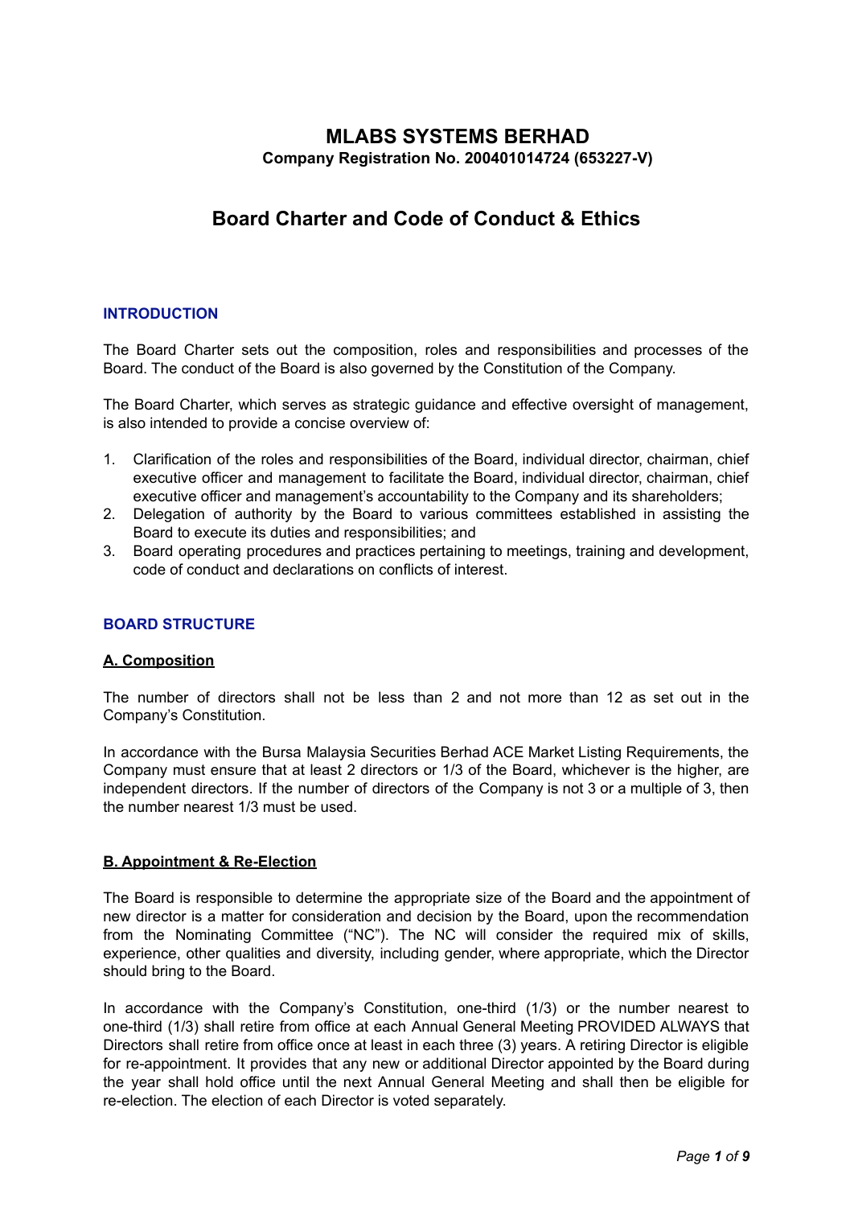# MLABS SYSTEMS BERHAD

**Company Registration No. 200401014724 (653227-V)**

# Board Charter and Code of Conduct & Ethics

## INTRODUCTION

The Board Charter sets out the composition, roles and responsibilities and processes of the Board. The conduct of the Board is also governed by the Constitution of the Company.

The Board Charter, which serves as strategic guidance and effective oversight of management, is also intended to provide a concise overview of:

1. Clarification of the roles and responsibilities of the Board, individual director, chairman, chief executive officer and management to facilitate the Board, individual director, chairman, chief executive officer and management's accountability to the Company and its shareholders;
2. Delegation of authority by the Board to various committees established in assisting the Board to execute its duties and responsibilities; and
3. Board operating procedures and practices pertaining to meetings, training and development, code of conduct and declarations on conflicts of interest.

## BOARD STRUCTURE

### A. Composition

The number of directors shall not be less than 2 and not more than 12 as set out in the Company's Constitution.

In accordance with the Bursa Malaysia Securities Berhad ACE Market Listing Requirements, the Company must ensure that at least 2 directors or 1/3 of the Board, whichever is the higher, are independent directors. If the number of directors of the Company is not 3 or a multiple of 3, then the number nearest 1/3 must be used.

### B. Appointment & Re-Election

The Board is responsible to determine the appropriate size of the Board and the appointment of new director is a matter for consideration and decision by the Board, upon the recommendation from the Nominating Committee ("NC"). The NC will consider the required mix of skills, experience, other qualities and diversity, including gender, where appropriate, which the Director should bring to the Board.

In accordance with the Company's Constitution, one-third (1/3) or the number nearest to one-third (1/3) shall retire from office at each Annual General Meeting PROVIDED ALWAYS that Directors shall retire from office once at least in each three (3) years. A retiring Director is eligible for re-appointment. It provides that any new or additional Director appointed by the Board during the year shall hold office until the next Annual General Meeting and shall then be eligible for re-election. The election of each Director is voted separately.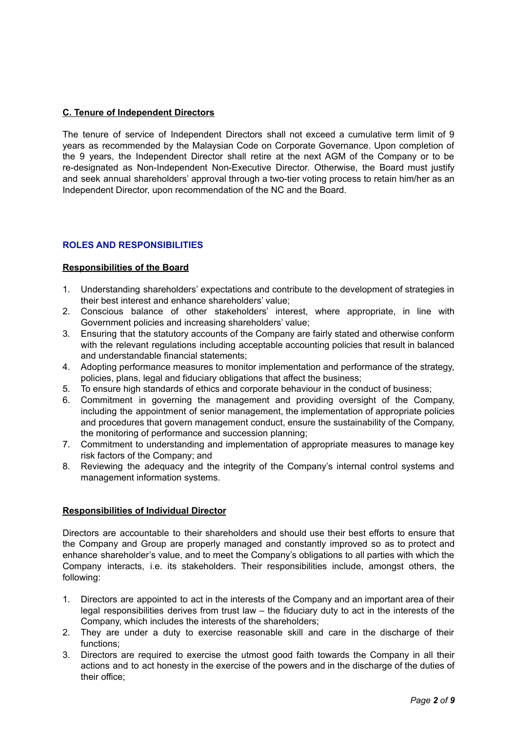**C. Tenure of Independent Directors**

The tenure of service of Independent Directors shall not exceed a cumulative term limit of 9 years as recommended by the Malaysian Code on Corporate Governance. Upon completion of the 9 years, the Independent Director shall retire at the next AGM of the Company or to be re-designated as Non-Independent Non-Executive Director. Otherwise, the Board must justify and seek annual shareholders' approval through a two-tier voting process to retain him/her as an Independent Director, upon recommendation of the NC and the Board.

## ROLES AND RESPONSIBILITIES

**Responsibilities of the Board**

1. Understanding shareholders' expectations and contribute to the development of strategies in their best interest and enhance shareholders' value;
2. Conscious balance of other stakeholders' interest, where appropriate, in line with Government policies and increasing shareholders' value;
3. Ensuring that the statutory accounts of the Company are fairly stated and otherwise conform with the relevant regulations including acceptable accounting policies that result in balanced and understandable financial statements;
4. Adopting performance measures to monitor implementation and performance of the strategy, policies, plans, legal and fiduciary obligations that affect the business;
5. To ensure high standards of ethics and corporate behaviour in the conduct of business;
6. Commitment in governing the management and providing oversight of the Company, including the appointment of senior management, the implementation of appropriate policies and procedures that govern management conduct, ensure the sustainability of the Company, the monitoring of performance and succession planning;
7. Commitment to understanding and implementation of appropriate measures to manage key risk factors of the Company; and
8. Reviewing the adequacy and the integrity of the Company's internal control systems and management information systems.

**Responsibilities of Individual Director**

Directors are accountable to their shareholders and should use their best efforts to ensure that the Company and Group are properly managed and constantly improved so as to protect and enhance shareholder's value, and to meet the Company's obligations to all parties with which the Company interacts, i.e. its stakeholders. Their responsibilities include, amongst others, the following:

1. Directors are appointed to act in the interests of the Company and an important area of their legal responsibilities derives from trust law – the fiduciary duty to act in the interests of the Company, which includes the interests of the shareholders;
2. They are under a duty to exercise reasonable skill and care in the discharge of their functions;
3. Directors are required to exercise the utmost good faith towards the Company in all their actions and to act honesty in the exercise of the powers and in the discharge of the duties of their office;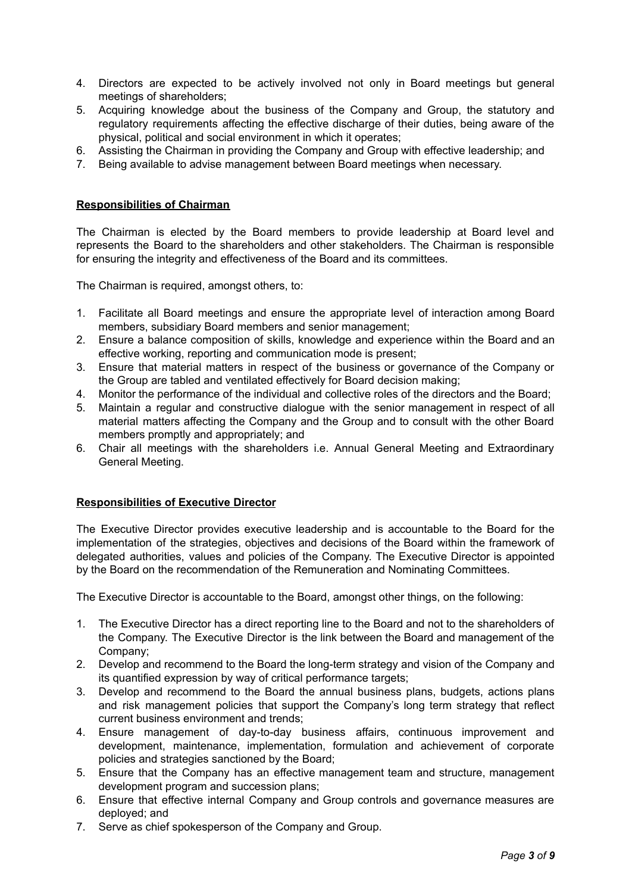4. Directors are expected to be actively involved not only in Board meetings but general meetings of shareholders;
5. Acquiring knowledge about the business of the Company and Group, the statutory and regulatory requirements affecting the effective discharge of their duties, being aware of the physical, political and social environment in which it operates;
6. Assisting the Chairman in providing the Company and Group with effective leadership; and
7. Being available to advise management between Board meetings when necessary.

## Responsibilities of Chairman

The Chairman is elected by the Board members to provide leadership at Board level and represents the Board to the shareholders and other stakeholders. The Chairman is responsible for ensuring the integrity and effectiveness of the Board and its committees.

The Chairman is required, amongst others, to:

1. Facilitate all Board meetings and ensure the appropriate level of interaction among Board members, subsidiary Board members and senior management;
2. Ensure a balance composition of skills, knowledge and experience within the Board and an effective working, reporting and communication mode is present;
3. Ensure that material matters in respect of the business or governance of the Company or the Group are tabled and ventilated effectively for Board decision making;
4. Monitor the performance of the individual and collective roles of the directors and the Board;
5. Maintain a regular and constructive dialogue with the senior management in respect of all material matters affecting the Company and the Group and to consult with the other Board members promptly and appropriately; and
6. Chair all meetings with the shareholders i.e. Annual General Meeting and Extraordinary General Meeting.

## Responsibilities of Executive Director

The Executive Director provides executive leadership and is accountable to the Board for the implementation of the strategies, objectives and decisions of the Board within the framework of delegated authorities, values and policies of the Company. The Executive Director is appointed by the Board on the recommendation of the Remuneration and Nominating Committees.

The Executive Director is accountable to the Board, amongst other things, on the following:

1. The Executive Director has a direct reporting line to the Board and not to the shareholders of the Company. The Executive Director is the link between the Board and management of the Company;
2. Develop and recommend to the Board the long-term strategy and vision of the Company and its quantified expression by way of critical performance targets;
3. Develop and recommend to the Board the annual business plans, budgets, actions plans and risk management policies that support the Company's long term strategy that reflect current business environment and trends;
4. Ensure management of day-to-day business affairs, continuous improvement and development, maintenance, implementation, formulation and achievement of corporate policies and strategies sanctioned by the Board;
5. Ensure that the Company has an effective management team and structure, management development program and succession plans;
6. Ensure that effective internal Company and Group controls and governance measures are deployed; and
7. Serve as chief spokesperson of the Company and Group.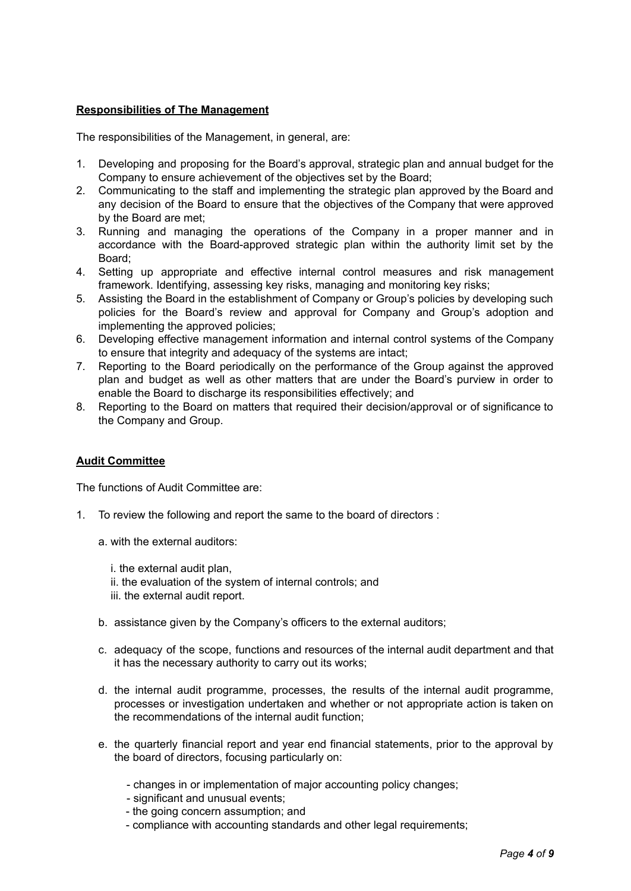**Responsibilities of The Management**

The responsibilities of the Management, in general, are:

1. Developing and proposing for the Board's approval, strategic plan and annual budget for the Company to ensure achievement of the objectives set by the Board;
2. Communicating to the staff and implementing the strategic plan approved by the Board and any decision of the Board to ensure that the objectives of the Company that were approved by the Board are met;
3. Running and managing the operations of the Company in a proper manner and in accordance with the Board-approved strategic plan within the authority limit set by the Board;
4. Setting up appropriate and effective internal control measures and risk management framework. Identifying, assessing key risks, managing and monitoring key risks;
5. Assisting the Board in the establishment of Company or Group's policies by developing such policies for the Board's review and approval for Company and Group's adoption and implementing the approved policies;
6. Developing effective management information and internal control systems of the Company to ensure that integrity and adequacy of the systems are intact;
7. Reporting to the Board periodically on the performance of the Group against the approved plan and budget as well as other matters that are under the Board's purview in order to enable the Board to discharge its responsibilities effectively; and
8. Reporting to the Board on matters that required their decision/approval or of significance to the Company and Group.

**Audit Committee**

The functions of Audit Committee are:

1. To review the following and report the same to the board of directors :

   a. with the external auditors:

      i. the external audit plan,
      ii. the evaluation of the system of internal controls; and
      iii. the external audit report.

   b. assistance given by the Company's officers to the external auditors;

   c. adequacy of the scope, functions and resources of the internal audit department and that it has the necessary authority to carry out its works;

   d. the internal audit programme, processes, the results of the internal audit programme, processes or investigation undertaken and whether or not appropriate action is taken on the recommendations of the internal audit function;

   e. the quarterly financial report and year end financial statements, prior to the approval by the board of directors, focusing particularly on:

      - changes in or implementation of major accounting policy changes;
      - significant and unusual events;
      - the going concern assumption; and
      - compliance with accounting standards and other legal requirements;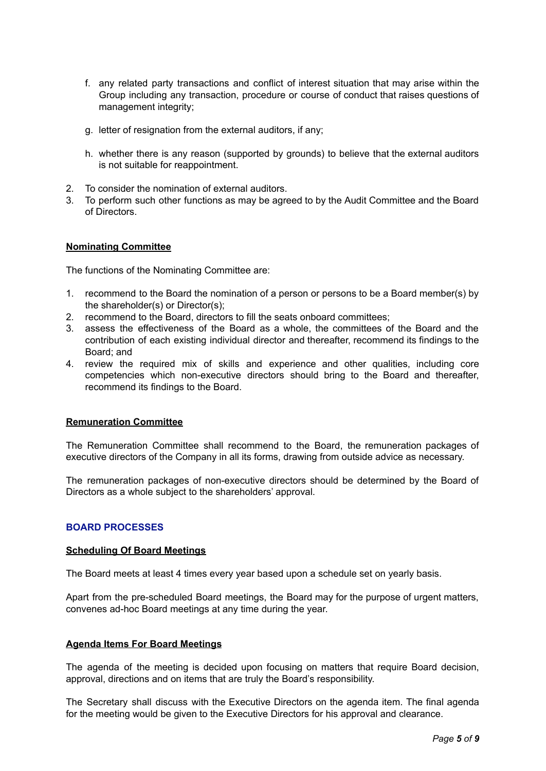f. any related party transactions and conflict of interest situation that may arise within the Group including any transaction, procedure or course of conduct that raises questions of management integrity;

g. letter of resignation from the external auditors, if any;

h. whether there is any reason (supported by grounds) to believe that the external auditors is not suitable for reappointment.

2. To consider the nomination of external auditors.
3. To perform such other functions as may be agreed to by the Audit Committee and the Board of Directors.

**Nominating Committee**

The functions of the Nominating Committee are:

1. recommend to the Board the nomination of a person or persons to be a Board member(s) by the shareholder(s) or Director(s);
2. recommend to the Board, directors to fill the seats onboard committees;
3. assess the effectiveness of the Board as a whole, the committees of the Board and the contribution of each existing individual director and thereafter, recommend its findings to the Board; and
4. review the required mix of skills and experience and other qualities, including core competencies which non-executive directors should bring to the Board and thereafter, recommend its findings to the Board.

**Remuneration Committee**

The Remuneration Committee shall recommend to the Board, the remuneration packages of executive directors of the Company in all its forms, drawing from outside advice as necessary.

The remuneration packages of non-executive directors should be determined by the Board of Directors as a whole subject to the shareholders' approval.

## BOARD PROCESSES

**Scheduling Of Board Meetings**

The Board meets at least 4 times every year based upon a schedule set on yearly basis.

Apart from the pre-scheduled Board meetings, the Board may for the purpose of urgent matters, convenes ad-hoc Board meetings at any time during the year.

**Agenda Items For Board Meetings**

The agenda of the meeting is decided upon focusing on matters that require Board decision, approval, directions and on items that are truly the Board's responsibility.

The Secretary shall discuss with the Executive Directors on the agenda item. The final agenda for the meeting would be given to the Executive Directors for his approval and clearance.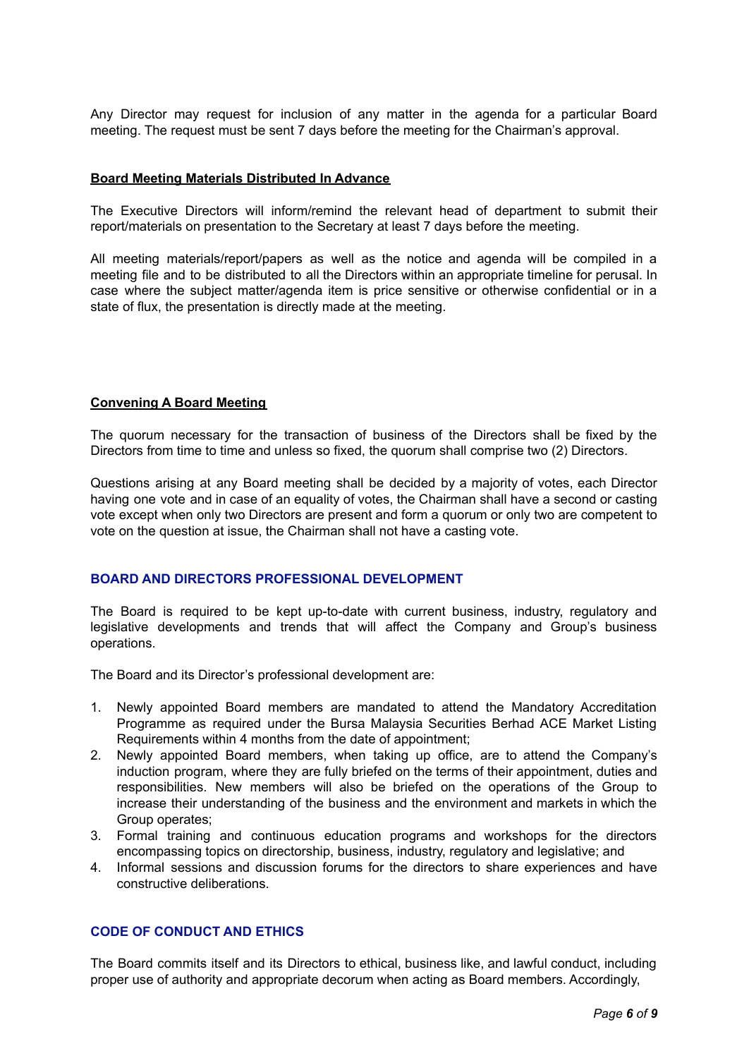Any Director may request for inclusion of any matter in the agenda for a particular Board meeting. The request must be sent 7 days before the meeting for the Chairman's approval.

**Board Meeting Materials Distributed In Advance**

The Executive Directors will inform/remind the relevant head of department to submit their report/materials on presentation to the Secretary at least 7 days before the meeting.

All meeting materials/report/papers as well as the notice and agenda will be compiled in a meeting file and to be distributed to all the Directors within an appropriate timeline for perusal. In case where the subject matter/agenda item is price sensitive or otherwise confidential or in a state of flux, the presentation is directly made at the meeting.

**Convening A Board Meeting**

The quorum necessary for the transaction of business of the Directors shall be fixed by the Directors from time to time and unless so fixed, the quorum shall comprise two (2) Directors.

Questions arising at any Board meeting shall be decided by a majority of votes, each Director having one vote and in case of an equality of votes, the Chairman shall have a second or casting vote except when only two Directors are present and form a quorum or only two are competent to vote on the question at issue, the Chairman shall not have a casting vote.

## BOARD AND DIRECTORS PROFESSIONAL DEVELOPMENT

The Board is required to be kept up-to-date with current business, industry, regulatory and legislative developments and trends that will affect the Company and Group's business operations.

The Board and its Director's professional development are:

1. Newly appointed Board members are mandated to attend the Mandatory Accreditation Programme as required under the Bursa Malaysia Securities Berhad ACE Market Listing Requirements within 4 months from the date of appointment;
2. Newly appointed Board members, when taking up office, are to attend the Company's induction program, where they are fully briefed on the terms of their appointment, duties and responsibilities. New members will also be briefed on the operations of the Group to increase their understanding of the business and the environment and markets in which the Group operates;
3. Formal training and continuous education programs and workshops for the directors encompassing topics on directorship, business, industry, regulatory and legislative; and
4. Informal sessions and discussion forums for the directors to share experiences and have constructive deliberations.

## CODE OF CONDUCT AND ETHICS

The Board commits itself and its Directors to ethical, business like, and lawful conduct, including proper use of authority and appropriate decorum when acting as Board members. Accordingly,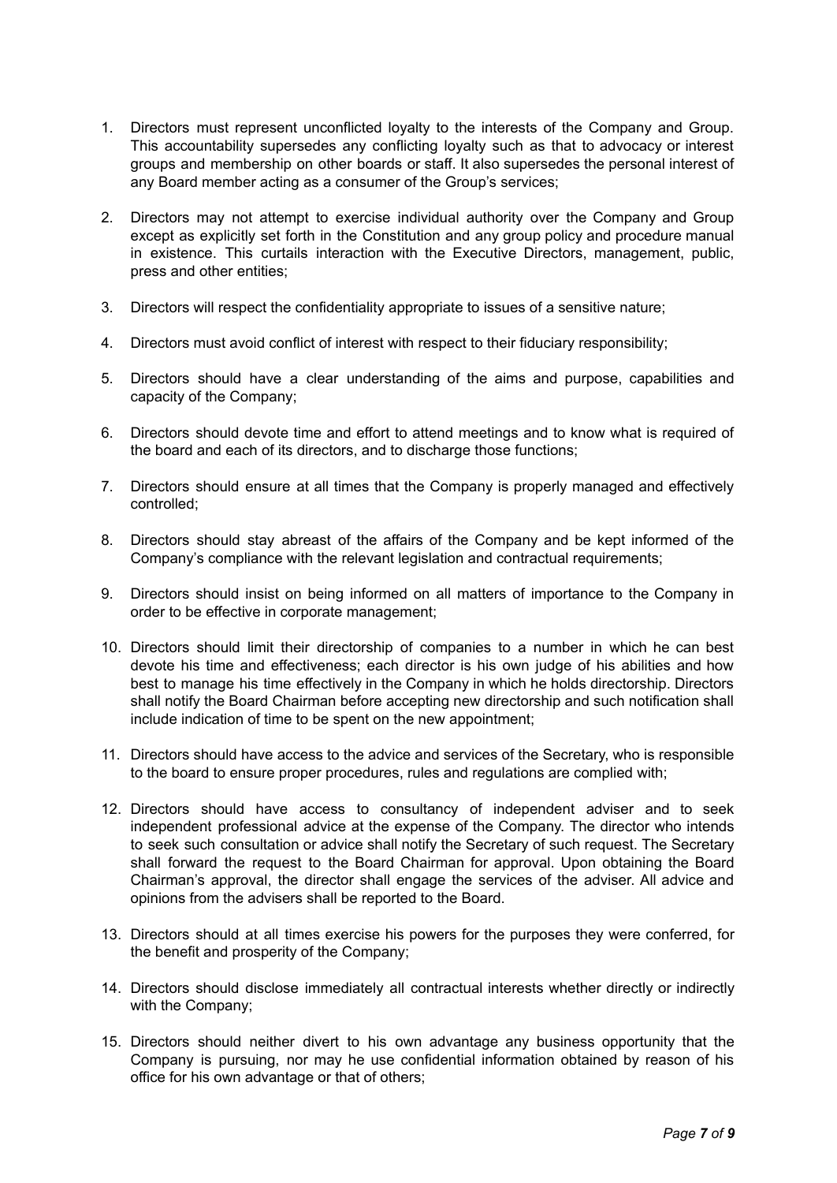1. Directors must represent unconflicted loyalty to the interests of the Company and Group. This accountability supersedes any conflicting loyalty such as that to advocacy or interest groups and membership on other boards or staff. It also supersedes the personal interest of any Board member acting as a consumer of the Group's services;

2. Directors may not attempt to exercise individual authority over the Company and Group except as explicitly set forth in the Constitution and any group policy and procedure manual in existence. This curtails interaction with the Executive Directors, management, public, press and other entities;

3. Directors will respect the confidentiality appropriate to issues of a sensitive nature;

4. Directors must avoid conflict of interest with respect to their fiduciary responsibility;

5. Directors should have a clear understanding of the aims and purpose, capabilities and capacity of the Company;

6. Directors should devote time and effort to attend meetings and to know what is required of the board and each of its directors, and to discharge those functions;

7. Directors should ensure at all times that the Company is properly managed and effectively controlled;

8. Directors should stay abreast of the affairs of the Company and be kept informed of the Company's compliance with the relevant legislation and contractual requirements;

9. Directors should insist on being informed on all matters of importance to the Company in order to be effective in corporate management;

10. Directors should limit their directorship of companies to a number in which he can best devote his time and effectiveness; each director is his own judge of his abilities and how best to manage his time effectively in the Company in which he holds directorship. Directors shall notify the Board Chairman before accepting new directorship and such notification shall include indication of time to be spent on the new appointment;

11. Directors should have access to the advice and services of the Secretary, who is responsible to the board to ensure proper procedures, rules and regulations are complied with;

12. Directors should have access to consultancy of independent adviser and to seek independent professional advice at the expense of the Company. The director who intends to seek such consultation or advice shall notify the Secretary of such request. The Secretary shall forward the request to the Board Chairman for approval. Upon obtaining the Board Chairman's approval, the director shall engage the services of the adviser. All advice and opinions from the advisers shall be reported to the Board.

13. Directors should at all times exercise his powers for the purposes they were conferred, for the benefit and prosperity of the Company;

14. Directors should disclose immediately all contractual interests whether directly or indirectly with the Company;

15. Directors should neither divert to his own advantage any business opportunity that the Company is pursuing, nor may he use confidential information obtained by reason of his office for his own advantage or that of others;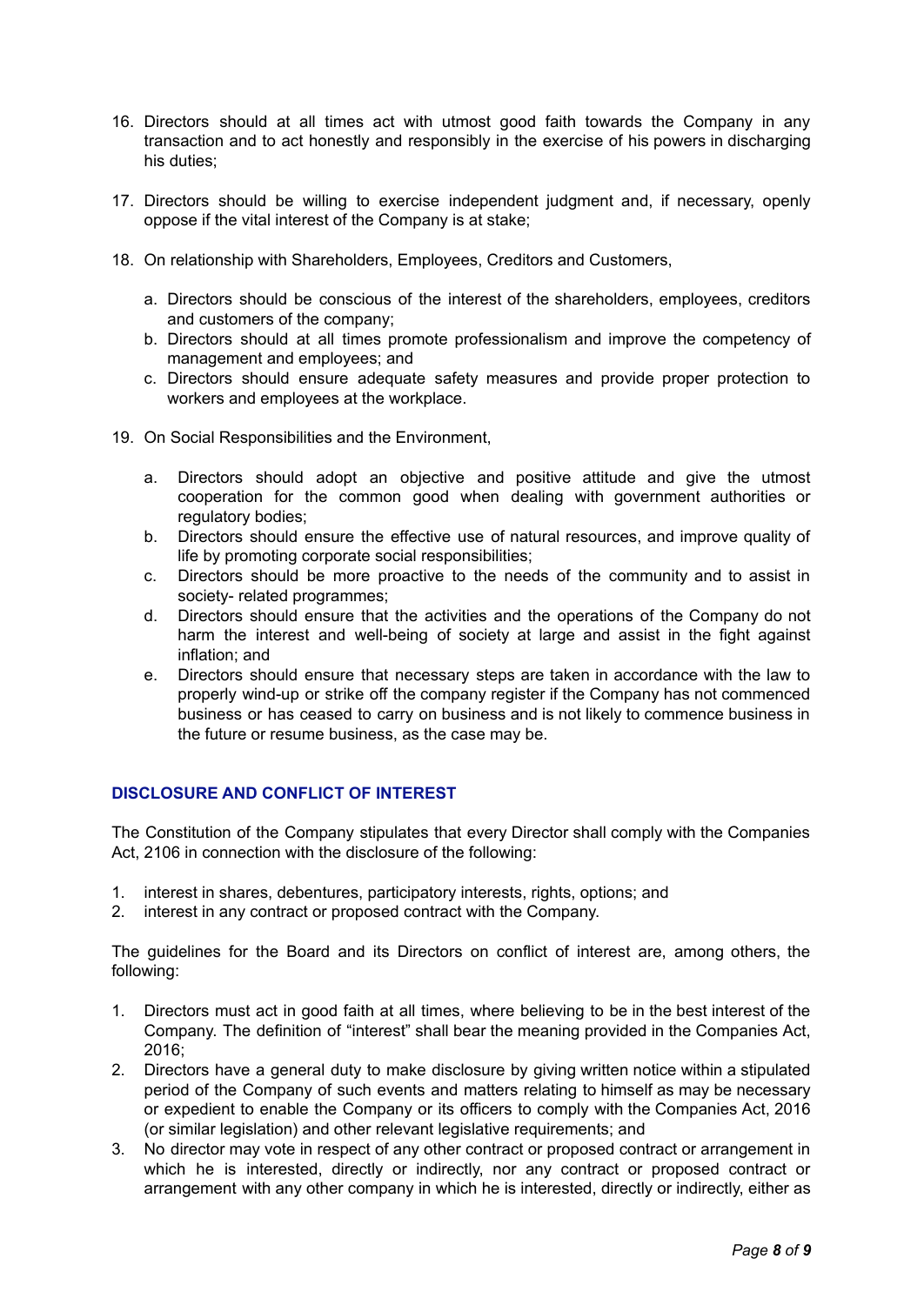16. Directors should at all times act with utmost good faith towards the Company in any transaction and to act honestly and responsibly in the exercise of his powers in discharging his duties;

17. Directors should be willing to exercise independent judgment and, if necessary, openly oppose if the vital interest of the Company is at stake;

18. On relationship with Shareholders, Employees, Creditors and Customers,

    a. Directors should be conscious of the interest of the shareholders, employees, creditors and customers of the company;
    b. Directors should at all times promote professionalism and improve the competency of management and employees; and
    c. Directors should ensure adequate safety measures and provide proper protection to workers and employees at the workplace.

19. On Social Responsibilities and the Environment,

    a. Directors should adopt an objective and positive attitude and give the utmost cooperation for the common good when dealing with government authorities or regulatory bodies;
    b. Directors should ensure the effective use of natural resources, and improve quality of life by promoting corporate social responsibilities;
    c. Directors should be more proactive to the needs of the community and to assist in society- related programmes;
    d. Directors should ensure that the activities and the operations of the Company do not harm the interest and well-being of society at large and assist in the fight against inflation; and
    e. Directors should ensure that necessary steps are taken in accordance with the law to properly wind-up or strike off the company register if the Company has not commenced business or has ceased to carry on business and is not likely to commence business in the future or resume business, as the case may be.

## DISCLOSURE AND CONFLICT OF INTEREST

The Constitution of the Company stipulates that every Director shall comply with the Companies Act, 2106 in connection with the disclosure of the following:

1. interest in shares, debentures, participatory interests, rights, options; and
2. interest in any contract or proposed contract with the Company.

The guidelines for the Board and its Directors on conflict of interest are, among others, the following:

1. Directors must act in good faith at all times, where believing to be in the best interest of the Company. The definition of "interest" shall bear the meaning provided in the Companies Act, 2016;
2. Directors have a general duty to make disclosure by giving written notice within a stipulated period of the Company of such events and matters relating to himself as may be necessary or expedient to enable the Company or its officers to comply with the Companies Act, 2016 (or similar legislation) and other relevant legislative requirements; and
3. No director may vote in respect of any other contract or proposed contract or arrangement in which he is interested, directly or indirectly, nor any contract or proposed contract or arrangement with any other company in which he is interested, directly or indirectly, either as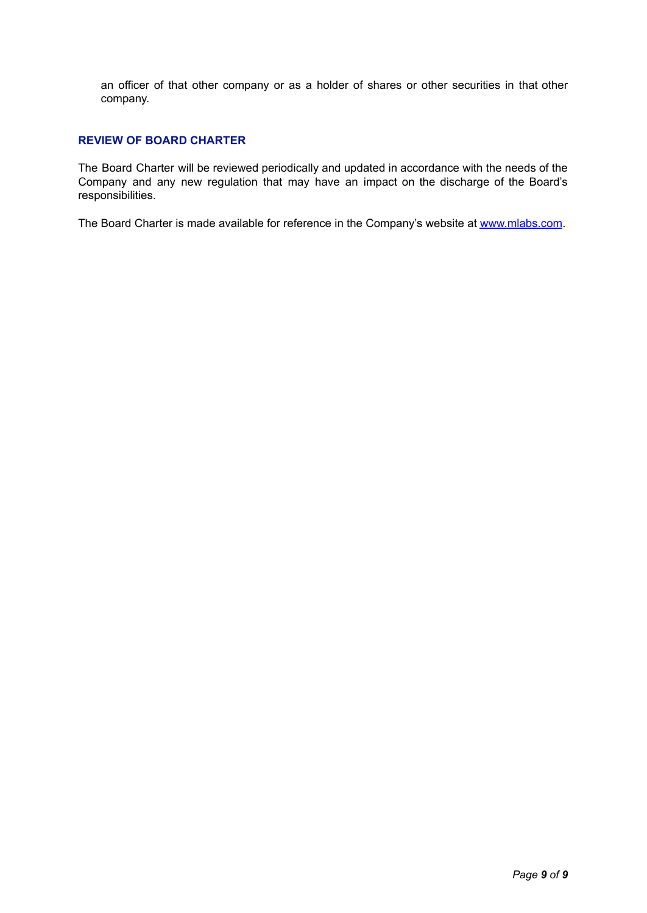an officer of that other company or as a holder of shares or other securities in that other company.

## REVIEW OF BOARD CHARTER

The Board Charter will be reviewed periodically and updated in accordance with the needs of the Company and any new regulation that may have an impact on the discharge of the Board's responsibilities.

The Board Charter is made available for reference in the Company's website at [www.mlabs.com](http://www.mlabs.com).